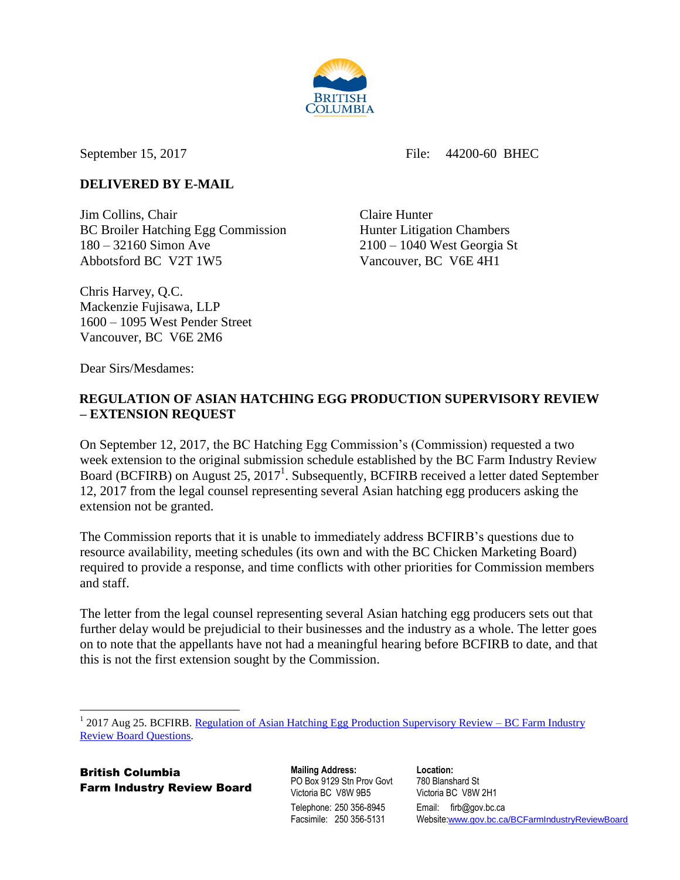September 15, 2017 File: 44200-60 BHEC

**DELIVERED BY E-MAIL**

Jim Collins, Chair
BC Broiler Hatching Egg Commission
180 – 32160 Simon Ave
Abbotsford BC V2T 1W5

Claire Hunter
Hunter Litigation Chambers
2100 – 1040 West Georgia St
Vancouver, BC V6E 4H1

Chris Harvey, Q.C.
Mackenzie Fujisawa, LLP
1600 – 1095 West Pender Street
Vancouver, BC V6E 2M6

Dear Sirs/Mesdames:

**REGULATION OF ASIAN HATCHING EGG PRODUCTION SUPERVISORY REVIEW – EXTENSION REQUEST**

On September 12, 2017, the BC Hatching Egg Commission's (Commission) requested a two week extension to the original submission schedule established by the BC Farm Industry Review Board (BCFIRB) on August 25, 2017[1]. Subsequently, BCFIRB received a letter dated September 12, 2017 from the legal counsel representing several Asian hatching egg producers asking the extension not be granted.

The Commission reports that it is unable to immediately address BCFIRB's questions due to resource availability, meeting schedules (its own and with the BC Chicken Marketing Board) required to provide a response, and time conflicts with other priorities for Commission members and staff.

The letter from the legal counsel representing several Asian hatching egg producers sets out that further delay would be prejudicial to their businesses and the industry as a whole. The letter goes on to note that the appellants have not had a meaningful hearing before BCFIRB to date, and that this is not the first extension sought by the Commission.

[1] 2017 Aug 25. BCFIRB. Regulation of Asian Hatching Egg Production Supervisory Review – BC Farm Industry Review Board Questions.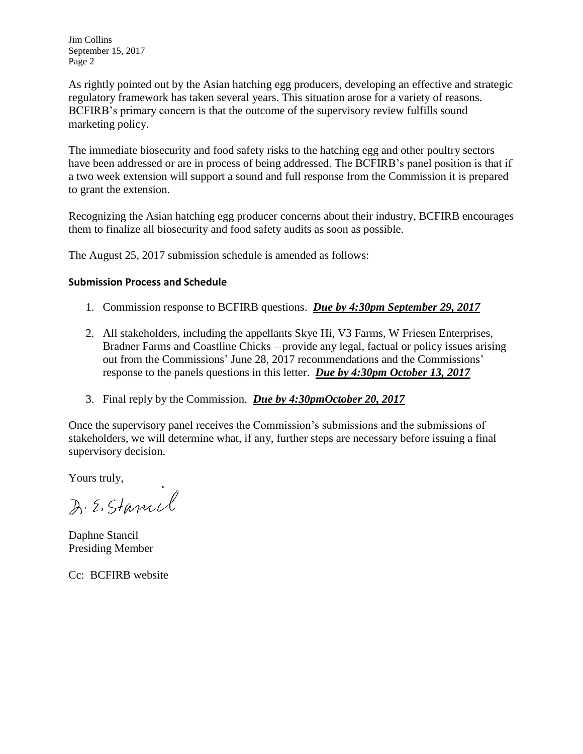As rightly pointed out by the Asian hatching egg producers, developing an effective and strategic regulatory framework has taken several years. This situation arose for a variety of reasons. BCFIRB's primary concern is that the outcome of the supervisory review fulfills sound marketing policy.

The immediate biosecurity and food safety risks to the hatching egg and other poultry sectors have been addressed or are in process of being addressed. The BCFIRB's panel position is that if a two week extension will support a sound and full response from the Commission it is prepared to grant the extension.

Recognizing the Asian hatching egg producer concerns about their industry, BCFIRB encourages them to finalize all biosecurity and food safety audits as soon as possible.

The August 25, 2017 submission schedule is amended as follows:

**Submission Process and Schedule**

1. Commission response to BCFIRB questions. ***Due by 4:30pm September 29, 2017***
2. All stakeholders, including the appellants Skye Hi, V3 Farms, W Friesen Enterprises, Bradner Farms and Coastline Chicks – provide any legal, factual or policy issues arising out from the Commissions' June 28, 2017 recommendations and the Commissions' response to the panels questions in this letter. ***Due by 4:30pm October 13, 2017***
3. Final reply by the Commission. ***Due by 4:30pmOctober 20, 2017***

Once the supervisory panel receives the Commission's submissions and the submissions of stakeholders, we will determine what, if any, further steps are necessary before issuing a final supervisory decision.

Yours truly,

D. E. Stancil

Daphne Stancil
Presiding Member

Cc: BCFIRB website